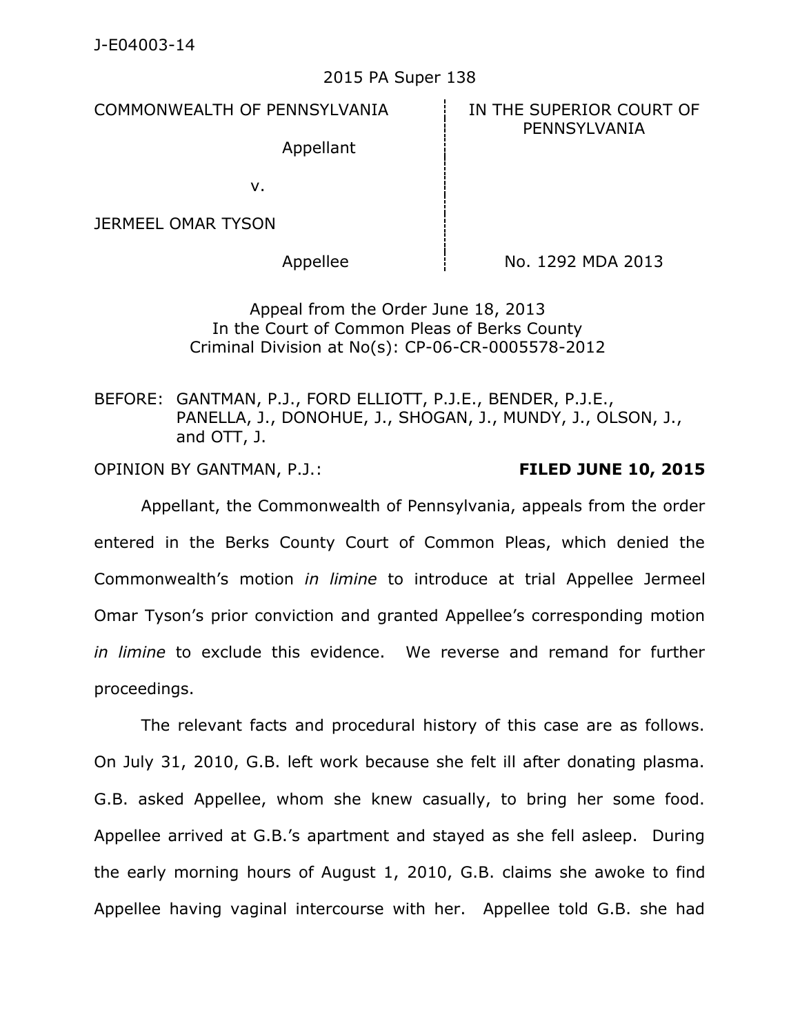J-E04003-14

2015 PA Super 138

| COMMONWEALTH OF PENNSYLVANIA | IN THE SUPERIOR COURT OF PENNSYLVANIA |
|---|---|
| Appellant | |
| v. | |
| JERMEEL OMAR TYSON | |
| Appellee | No. 1292 MDA 2013 |

Appeal from the Order June 18, 2013
In the Court of Common Pleas of Berks County
Criminal Division at No(s): CP-06-CR-0005578-2012

BEFORE: GANTMAN, P.J., FORD ELLIOTT, P.J.E., BENDER, P.J.E., PANELLA, J., DONOHUE, J., SHOGAN, J., MUNDY, J., OLSON, J., and OTT, J.

OPINION BY GANTMAN, P.J.: **FILED JUNE 10, 2015**

Appellant, the Commonwealth of Pennsylvania, appeals from the order entered in the Berks County Court of Common Pleas, which denied the Commonwealth's motion *in limine* to introduce at trial Appellee Jermeel Omar Tyson's prior conviction and granted Appellee's corresponding motion *in limine* to exclude this evidence. We reverse and remand for further proceedings.

The relevant facts and procedural history of this case are as follows. On July 31, 2010, G.B. left work because she felt ill after donating plasma. G.B. asked Appellee, whom she knew casually, to bring her some food. Appellee arrived at G.B.'s apartment and stayed as she fell asleep. During the early morning hours of August 1, 2010, G.B. claims she awoke to find Appellee having vaginal intercourse with her. Appellee told G.B. she had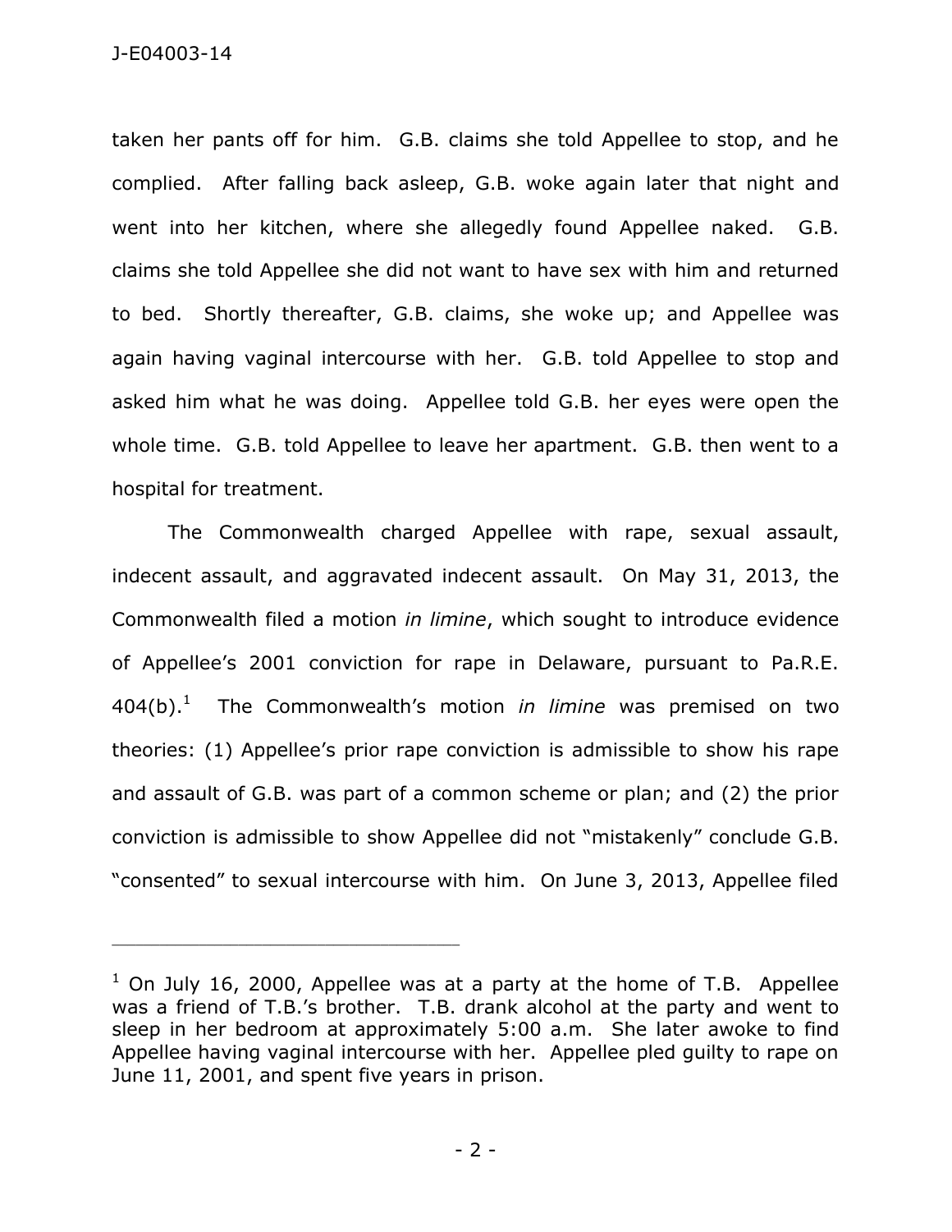taken her pants off for him. G.B. claims she told Appellee to stop, and he complied. After falling back asleep, G.B. woke again later that night and went into her kitchen, where she allegedly found Appellee naked. G.B. claims she told Appellee she did not want to have sex with him and returned to bed. Shortly thereafter, G.B. claims, she woke up; and Appellee was again having vaginal intercourse with her. G.B. told Appellee to stop and asked him what he was doing. Appellee told G.B. her eyes were open the whole time. G.B. told Appellee to leave her apartment. G.B. then went to a hospital for treatment.

The Commonwealth charged Appellee with rape, sexual assault, indecent assault, and aggravated indecent assault. On May 31, 2013, the Commonwealth filed a motion *in limine*, which sought to introduce evidence of Appellee's 2001 conviction for rape in Delaware, pursuant to Pa.R.E. 404(b).[1] The Commonwealth's motion *in limine* was premised on two theories: (1) Appellee's prior rape conviction is admissible to show his rape and assault of G.B. was part of a common scheme or plan; and (2) the prior conviction is admissible to show Appellee did not "mistakenly" conclude G.B. "consented" to sexual intercourse with him. On June 3, 2013, Appellee filed

---

[1] On July 16, 2000, Appellee was at a party at the home of T.B. Appellee was a friend of T.B.'s brother. T.B. drank alcohol at the party and went to sleep in her bedroom at approximately 5:00 a.m. She later awoke to find Appellee having vaginal intercourse with her. Appellee pled guilty to rape on June 11, 2001, and spent five years in prison.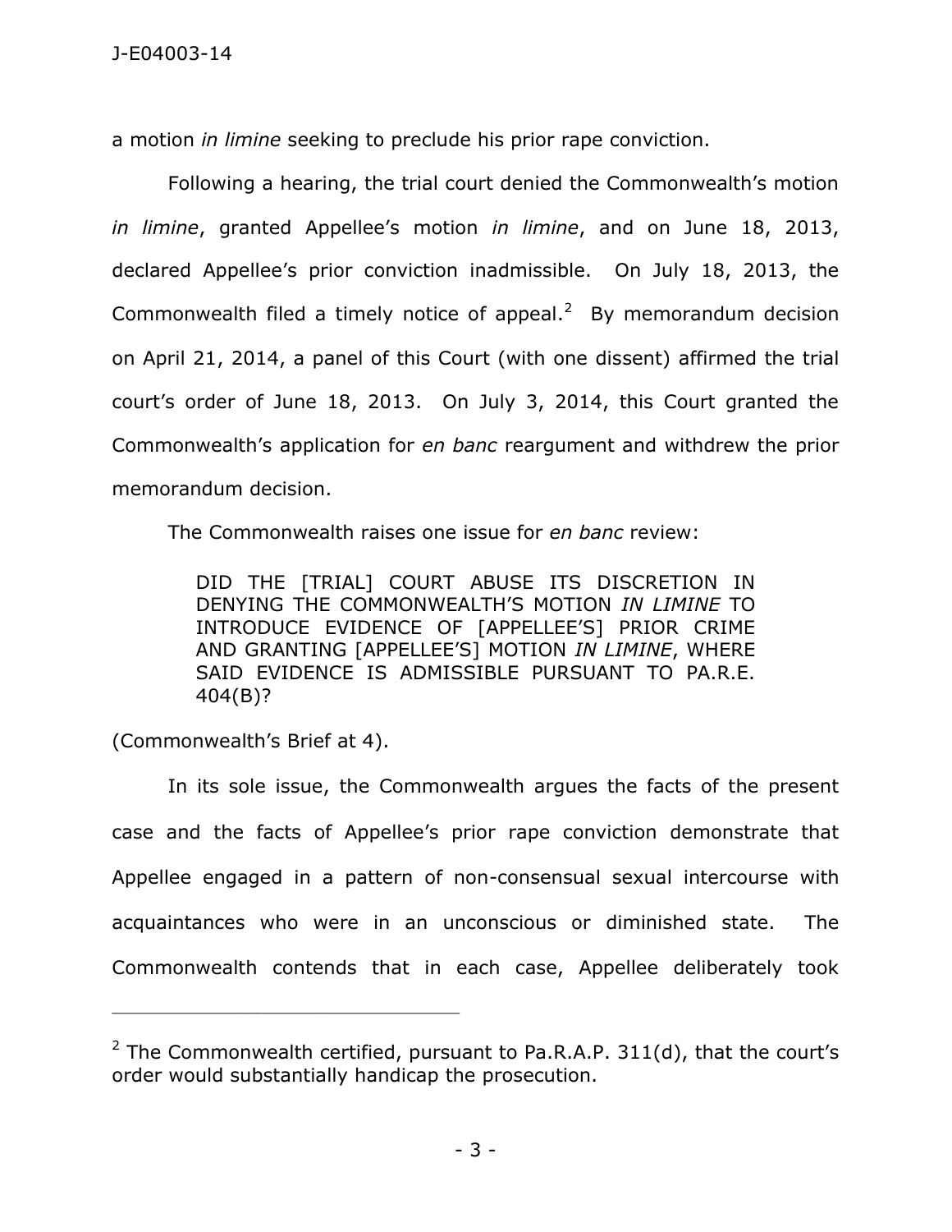a motion *in limine* seeking to preclude his prior rape conviction.

Following a hearing, the trial court denied the Commonwealth's motion *in limine*, granted Appellee's motion *in limine*, and on June 18, 2013, declared Appellee's prior conviction inadmissible. On July 18, 2013, the Commonwealth filed a timely notice of appeal.[2] By memorandum decision on April 21, 2014, a panel of this Court (with one dissent) affirmed the trial court's order of June 18, 2013. On July 3, 2014, this Court granted the Commonwealth's application for *en banc* reargument and withdrew the prior memorandum decision.

The Commonwealth raises one issue for *en banc* review:

> DID THE [TRIAL] COURT ABUSE ITS DISCRETION IN DENYING THE COMMONWEALTH'S MOTION *IN LIMINE* TO INTRODUCE EVIDENCE OF [APPELLEE'S] PRIOR CRIME AND GRANTING [APPELLEE'S] MOTION *IN LIMINE*, WHERE SAID EVIDENCE IS ADMISSIBLE PURSUANT TO PA.R.E. 404(B)?

(Commonwealth's Brief at 4).

In its sole issue, the Commonwealth argues the facts of the present case and the facts of Appellee's prior rape conviction demonstrate that Appellee engaged in a pattern of non-consensual sexual intercourse with acquaintances who were in an unconscious or diminished state. The Commonwealth contends that in each case, Appellee deliberately took

---

[2] The Commonwealth certified, pursuant to Pa.R.A.P. 311(d), that the court's order would substantially handicap the prosecution.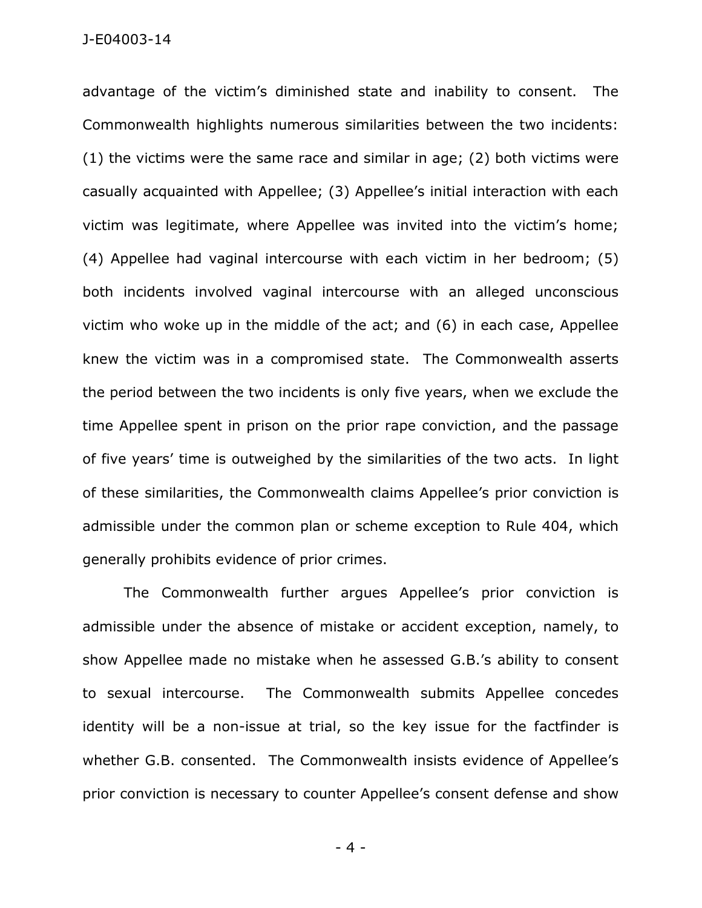advantage of the victim's diminished state and inability to consent. The Commonwealth highlights numerous similarities between the two incidents: (1) the victims were the same race and similar in age; (2) both victims were casually acquainted with Appellee; (3) Appellee's initial interaction with each victim was legitimate, where Appellee was invited into the victim's home; (4) Appellee had vaginal intercourse with each victim in her bedroom; (5) both incidents involved vaginal intercourse with an alleged unconscious victim who woke up in the middle of the act; and (6) in each case, Appellee knew the victim was in a compromised state. The Commonwealth asserts the period between the two incidents is only five years, when we exclude the time Appellee spent in prison on the prior rape conviction, and the passage of five years' time is outweighed by the similarities of the two acts. In light of these similarities, the Commonwealth claims Appellee's prior conviction is admissible under the common plan or scheme exception to Rule 404, which generally prohibits evidence of prior crimes.

The Commonwealth further argues Appellee's prior conviction is admissible under the absence of mistake or accident exception, namely, to show Appellee made no mistake when he assessed G.B.'s ability to consent to sexual intercourse. The Commonwealth submits Appellee concedes identity will be a non-issue at trial, so the key issue for the factfinder is whether G.B. consented. The Commonwealth insists evidence of Appellee's prior conviction is necessary to counter Appellee's consent defense and show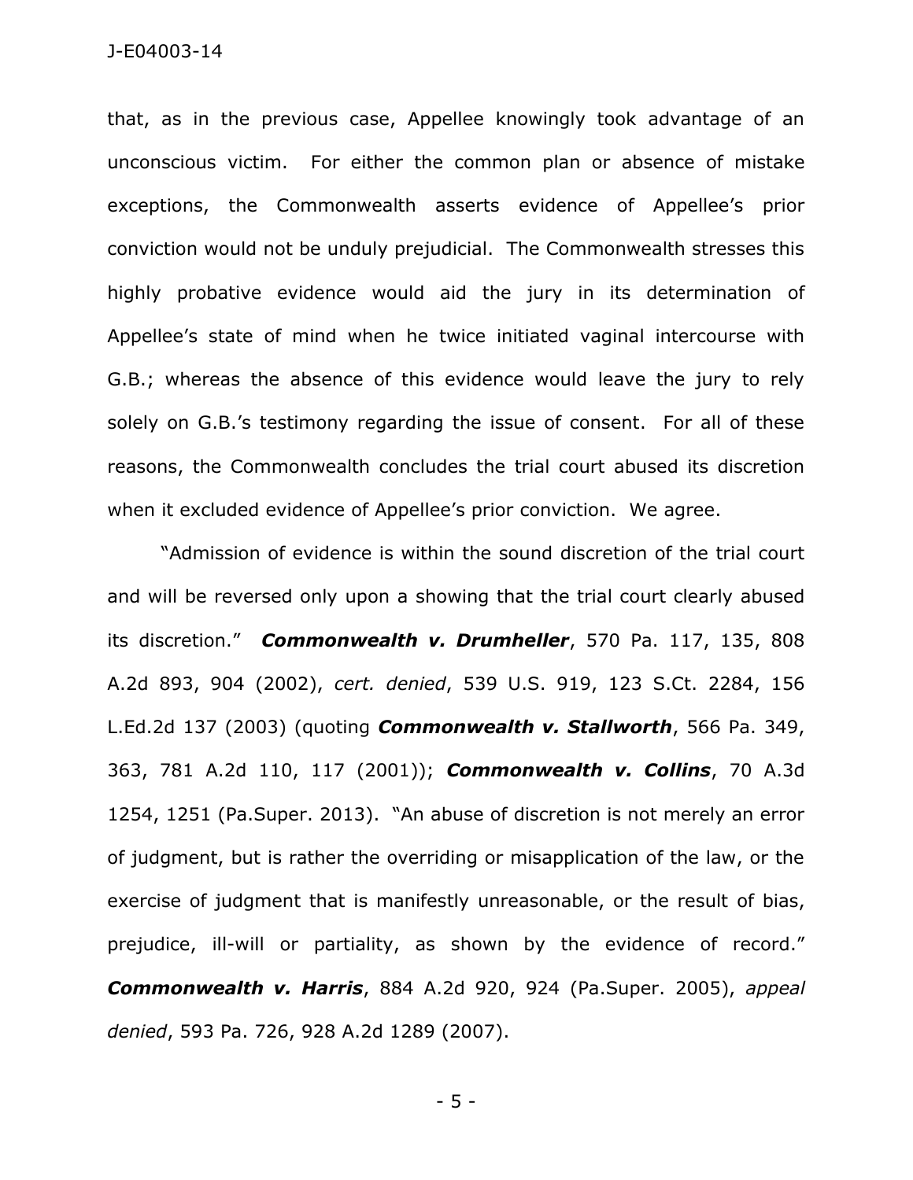that, as in the previous case, Appellee knowingly took advantage of an unconscious victim. For either the common plan or absence of mistake exceptions, the Commonwealth asserts evidence of Appellee's prior conviction would not be unduly prejudicial. The Commonwealth stresses this highly probative evidence would aid the jury in its determination of Appellee's state of mind when he twice initiated vaginal intercourse with G.B.; whereas the absence of this evidence would leave the jury to rely solely on G.B.'s testimony regarding the issue of consent. For all of these reasons, the Commonwealth concludes the trial court abused its discretion when it excluded evidence of Appellee's prior conviction. We agree.

"Admission of evidence is within the sound discretion of the trial court and will be reversed only upon a showing that the trial court clearly abused its discretion." ***Commonwealth v. Drumheller***, 570 Pa. 117, 135, 808 A.2d 893, 904 (2002), *cert. denied*, 539 U.S. 919, 123 S.Ct. 2284, 156 L.Ed.2d 137 (2003) (quoting ***Commonwealth v. Stallworth***, 566 Pa. 349, 363, 781 A.2d 110, 117 (2001)); ***Commonwealth v. Collins***, 70 A.3d 1254, 1251 (Pa.Super. 2013). "An abuse of discretion is not merely an error of judgment, but is rather the overriding or misapplication of the law, or the exercise of judgment that is manifestly unreasonable, or the result of bias, prejudice, ill-will or partiality, as shown by the evidence of record." ***Commonwealth v. Harris***, 884 A.2d 920, 924 (Pa.Super. 2005), *appeal denied*, 593 Pa. 726, 928 A.2d 1289 (2007).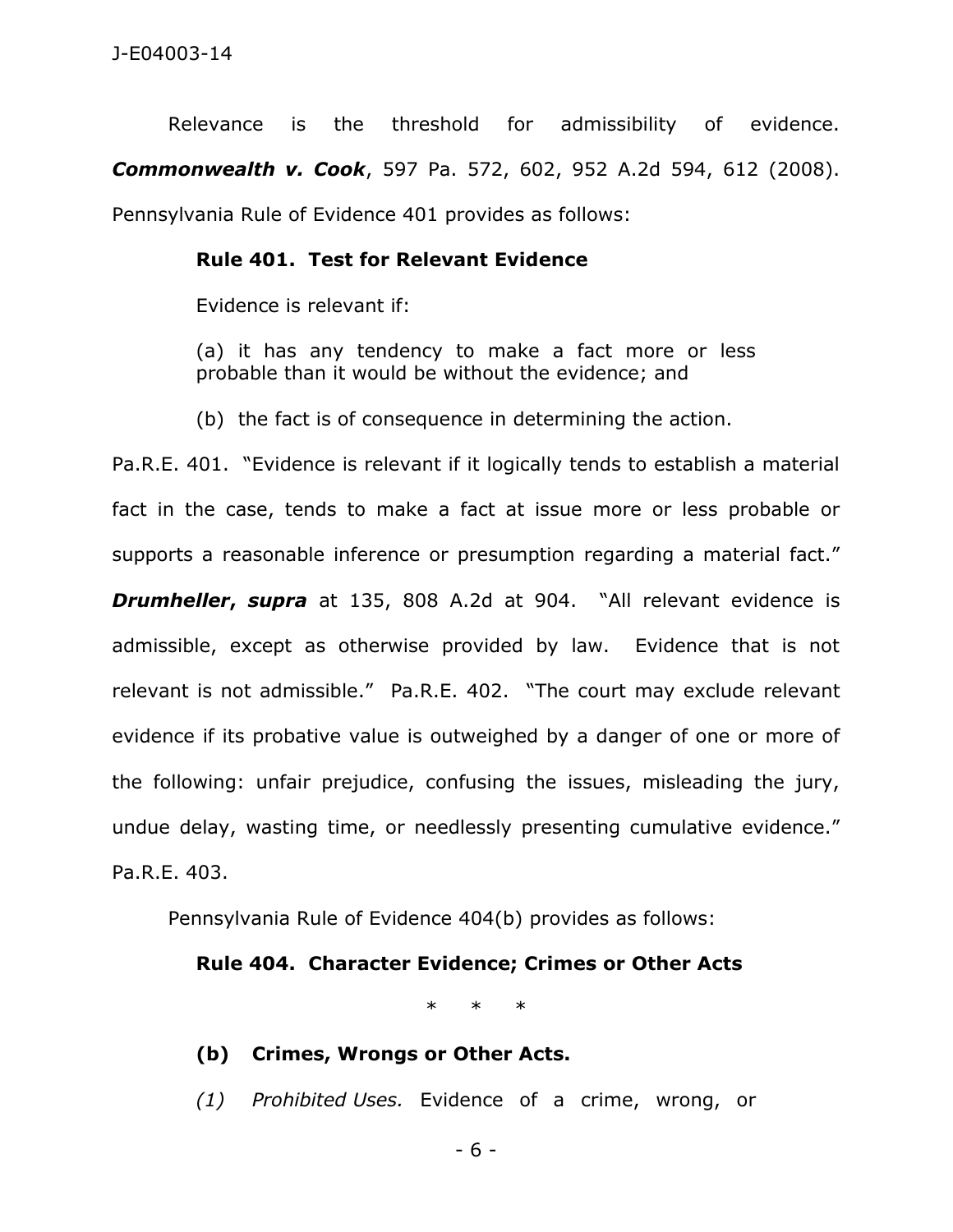Relevance is the threshold for admissibility of evidence. ***Commonwealth v. Cook***, 597 Pa. 572, 602, 952 A.2d 594, 612 (2008). Pennsylvania Rule of Evidence 401 provides as follows:

> **Rule 401. Test for Relevant Evidence**
>
> Evidence is relevant if:
>
> (a) it has any tendency to make a fact more or less probable than it would be without the evidence; and
>
> (b) the fact is of consequence in determining the action.

Pa.R.E. 401. "Evidence is relevant if it logically tends to establish a material fact in the case, tends to make a fact at issue more or less probable or supports a reasonable inference or presumption regarding a material fact." ***Drumheller***, ***supra*** at 135, 808 A.2d at 904. "All relevant evidence is admissible, except as otherwise provided by law. Evidence that is not relevant is not admissible." Pa.R.E. 402. "The court may exclude relevant evidence if its probative value is outweighed by a danger of one or more of the following: unfair prejudice, confusing the issues, misleading the jury, undue delay, wasting time, or needlessly presenting cumulative evidence." Pa.R.E. 403.

Pennsylvania Rule of Evidence 404(b) provides as follows:

> **Rule 404. Character Evidence; Crimes or Other Acts**
>
> \* \* \*
>
> **(b) Crimes, Wrongs or Other Acts.**
>
> *(1) Prohibited Uses.* Evidence of a crime, wrong, or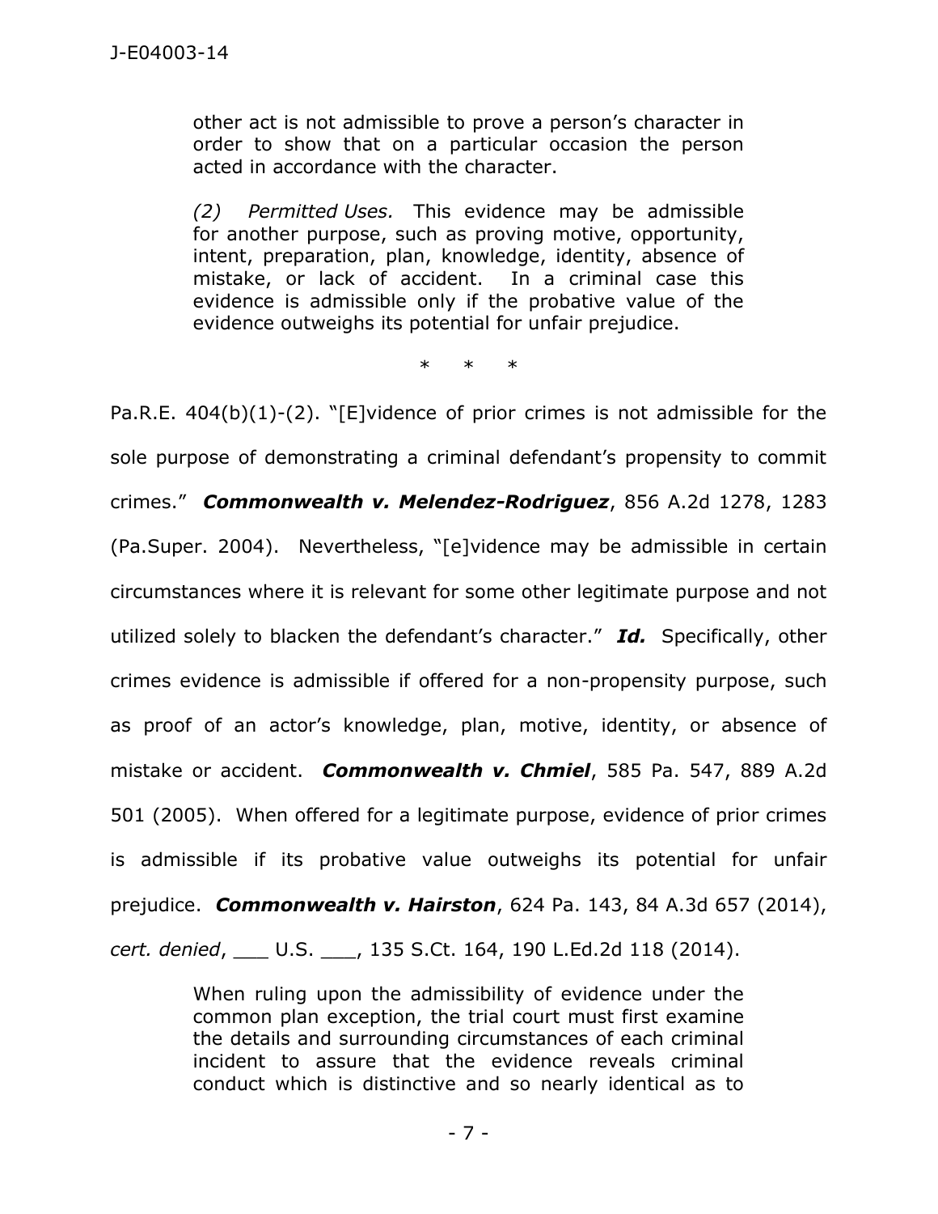> other act is not admissible to prove a person's character in order to show that on a particular occasion the person acted in accordance with the character.
>
> *(2) Permitted Uses.* This evidence may be admissible for another purpose, such as proving motive, opportunity, intent, preparation, plan, knowledge, identity, absence of mistake, or lack of accident. In a criminal case this evidence is admissible only if the probative value of the evidence outweighs its potential for unfair prejudice.
>
> \* \* \*

Pa.R.E. 404(b)(1)-(2). "[E]vidence of prior crimes is not admissible for the sole purpose of demonstrating a criminal defendant's propensity to commit crimes." ***Commonwealth v. Melendez-Rodriguez***, 856 A.2d 1278, 1283 (Pa.Super. 2004). Nevertheless, "[e]vidence may be admissible in certain circumstances where it is relevant for some other legitimate purpose and not utilized solely to blacken the defendant's character." ***Id.*** Specifically, other crimes evidence is admissible if offered for a non-propensity purpose, such as proof of an actor's knowledge, plan, motive, identity, or absence of mistake or accident. ***Commonwealth v. Chmiel***, 585 Pa. 547, 889 A.2d 501 (2005). When offered for a legitimate purpose, evidence of prior crimes is admissible if its probative value outweighs its potential for unfair prejudice. ***Commonwealth v. Hairston***, 624 Pa. 143, 84 A.3d 657 (2014), *cert. denied*, ___ U.S. ___, 135 S.Ct. 164, 190 L.Ed.2d 118 (2014).

> When ruling upon the admissibility of evidence under the common plan exception, the trial court must first examine the details and surrounding circumstances of each criminal incident to assure that the evidence reveals criminal conduct which is distinctive and so nearly identical as to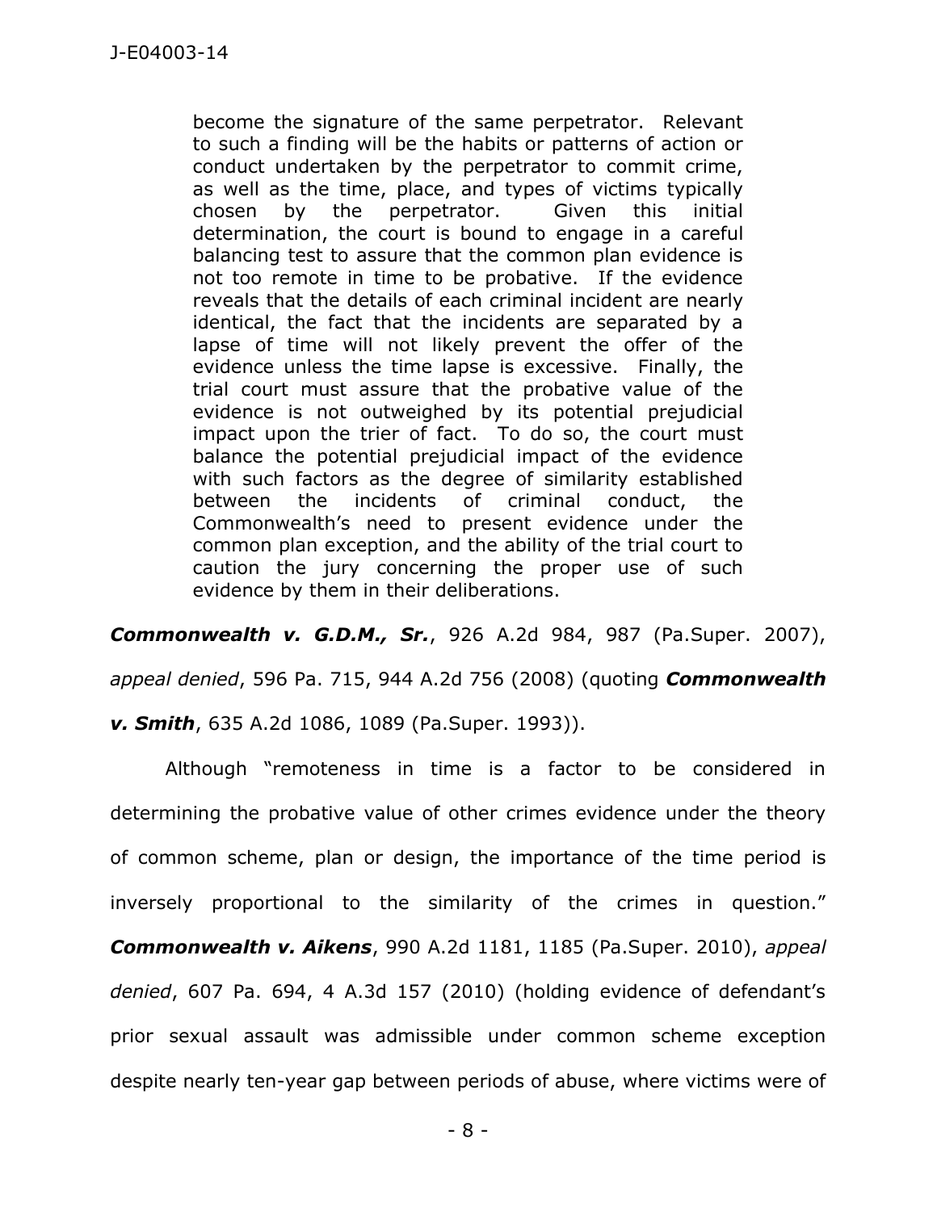> become the signature of the same perpetrator. Relevant to such a finding will be the habits or patterns of action or conduct undertaken by the perpetrator to commit crime, as well as the time, place, and types of victims typically chosen by the perpetrator. Given this initial determination, the court is bound to engage in a careful balancing test to assure that the common plan evidence is not too remote in time to be probative. If the evidence reveals that the details of each criminal incident are nearly identical, the fact that the incidents are separated by a lapse of time will not likely prevent the offer of the evidence unless the time lapse is excessive. Finally, the trial court must assure that the probative value of the evidence is not outweighed by its potential prejudicial impact upon the trier of fact. To do so, the court must balance the potential prejudicial impact of the evidence with such factors as the degree of similarity established between the incidents of criminal conduct, the Commonwealth's need to present evidence under the common plan exception, and the ability of the trial court to caution the jury concerning the proper use of such evidence by them in their deliberations.

***Commonwealth v. G.D.M., Sr.***, 926 A.2d 984, 987 (Pa.Super. 2007), *appeal denied*, 596 Pa. 715, 944 A.2d 756 (2008) (quoting ***Commonwealth v. Smith***, 635 A.2d 1086, 1089 (Pa.Super. 1993)).

Although "remoteness in time is a factor to be considered in determining the probative value of other crimes evidence under the theory of common scheme, plan or design, the importance of the time period is inversely proportional to the similarity of the crimes in question." ***Commonwealth v. Aikens***, 990 A.2d 1181, 1185 (Pa.Super. 2010), *appeal denied*, 607 Pa. 694, 4 A.3d 157 (2010) (holding evidence of defendant's prior sexual assault was admissible under common scheme exception despite nearly ten-year gap between periods of abuse, where victims were of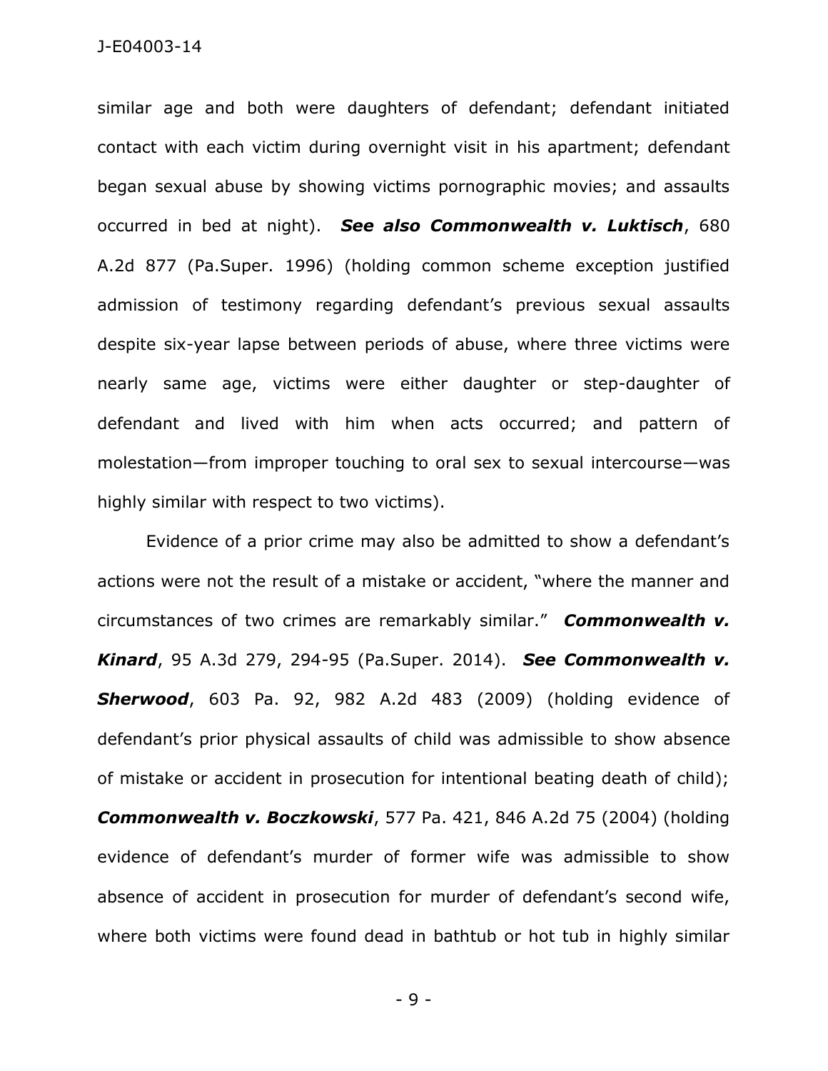similar age and both were daughters of defendant; defendant initiated contact with each victim during overnight visit in his apartment; defendant began sexual abuse by showing victims pornographic movies; and assaults occurred in bed at night). ***See also Commonwealth v. Luktisch***, 680 A.2d 877 (Pa.Super. 1996) (holding common scheme exception justified admission of testimony regarding defendant's previous sexual assaults despite six-year lapse between periods of abuse, where three victims were nearly same age, victims were either daughter or step-daughter of defendant and lived with him when acts occurred; and pattern of molestation—from improper touching to oral sex to sexual intercourse—was highly similar with respect to two victims).

Evidence of a prior crime may also be admitted to show a defendant's actions were not the result of a mistake or accident, "where the manner and circumstances of two crimes are remarkably similar." ***Commonwealth v. Kinard***, 95 A.3d 279, 294-95 (Pa.Super. 2014). ***See Commonwealth v. Sherwood***, 603 Pa. 92, 982 A.2d 483 (2009) (holding evidence of defendant's prior physical assaults of child was admissible to show absence of mistake or accident in prosecution for intentional beating death of child); ***Commonwealth v. Boczkowski***, 577 Pa. 421, 846 A.2d 75 (2004) (holding evidence of defendant's murder of former wife was admissible to show absence of accident in prosecution for murder of defendant's second wife, where both victims were found dead in bathtub or hot tub in highly similar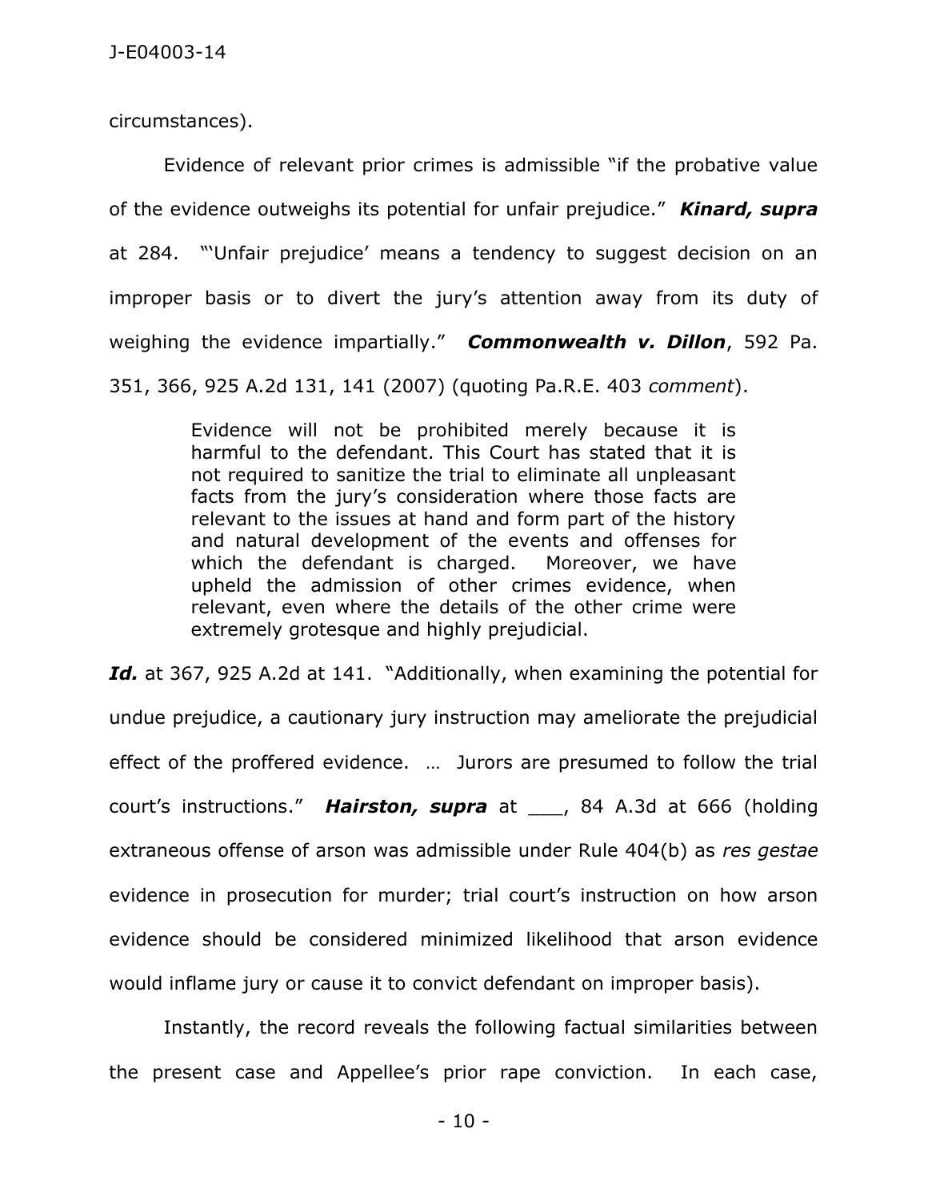circumstances).

Evidence of relevant prior crimes is admissible "if the probative value of the evidence outweighs its potential for unfair prejudice." ***Kinard, supra*** at 284. "'Unfair prejudice' means a tendency to suggest decision on an improper basis or to divert the jury's attention away from its duty of weighing the evidence impartially." ***Commonwealth v. Dillon***, 592 Pa. 351, 366, 925 A.2d 131, 141 (2007) (quoting Pa.R.E. 403 *comment*).

> Evidence will not be prohibited merely because it is harmful to the defendant. This Court has stated that it is not required to sanitize the trial to eliminate all unpleasant facts from the jury's consideration where those facts are relevant to the issues at hand and form part of the history and natural development of the events and offenses for which the defendant is charged. Moreover, we have upheld the admission of other crimes evidence, when relevant, even where the details of the other crime were extremely grotesque and highly prejudicial.

***Id.*** at 367, 925 A.2d at 141. "Additionally, when examining the potential for undue prejudice, a cautionary jury instruction may ameliorate the prejudicial effect of the proffered evidence. … Jurors are presumed to follow the trial court's instructions." ***Hairston, supra*** at ___, 84 A.3d at 666 (holding extraneous offense of arson was admissible under Rule 404(b) as *res gestae* evidence in prosecution for murder; trial court's instruction on how arson evidence should be considered minimized likelihood that arson evidence would inflame jury or cause it to convict defendant on improper basis).

Instantly, the record reveals the following factual similarities between the present case and Appellee's prior rape conviction. In each case,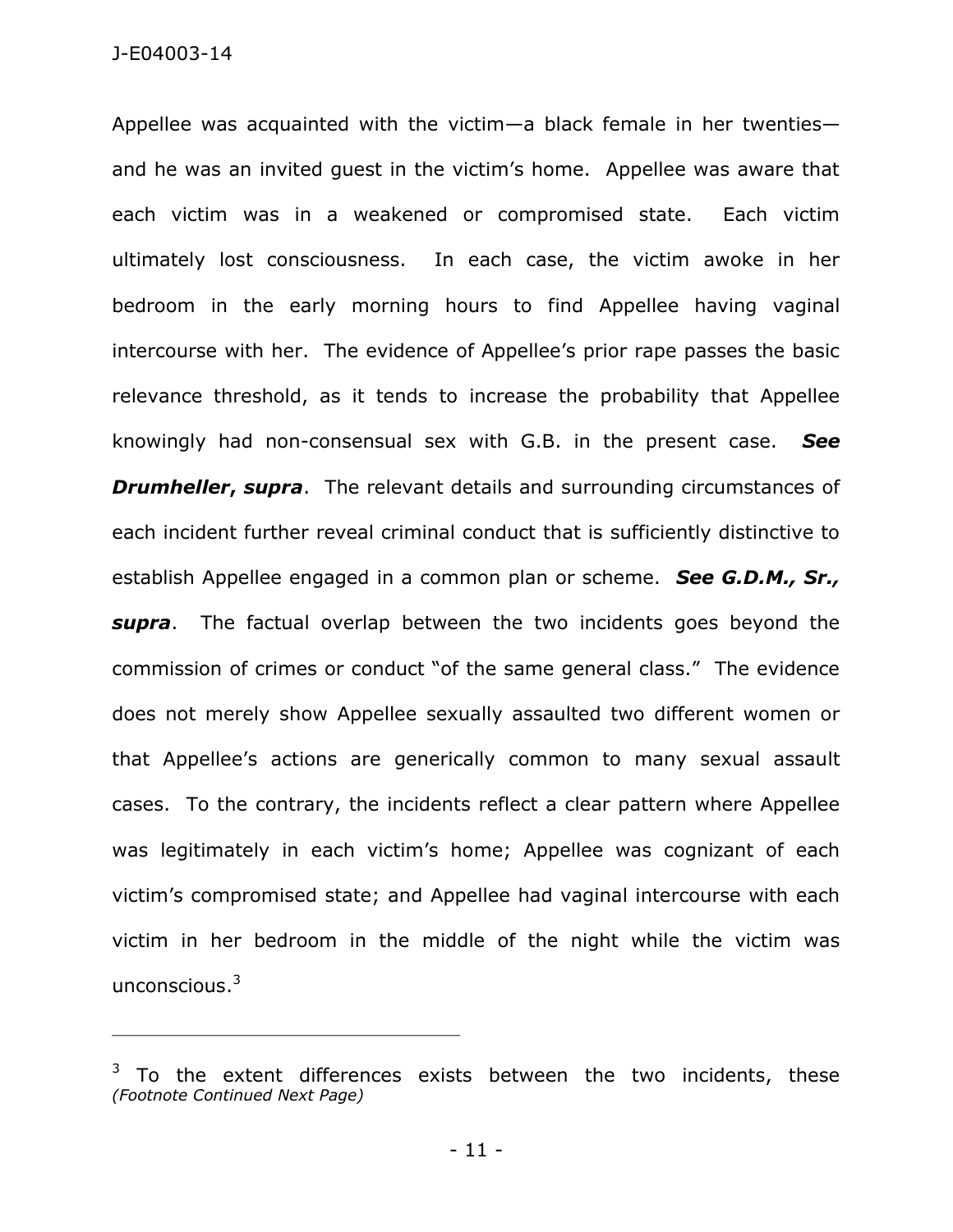Appellee was acquainted with the victim—a black female in her twenties—and he was an invited guest in the victim's home. Appellee was aware that each victim was in a weakened or compromised state. Each victim ultimately lost consciousness. In each case, the victim awoke in her bedroom in the early morning hours to find Appellee having vaginal intercourse with her. The evidence of Appellee's prior rape passes the basic relevance threshold, as it tends to increase the probability that Appellee knowingly had non-consensual sex with G.B. in the present case. ***See Drumheller, supra***. The relevant details and surrounding circumstances of each incident further reveal criminal conduct that is sufficiently distinctive to establish Appellee engaged in a common plan or scheme. ***See G.D.M., Sr., supra***. The factual overlap between the two incidents goes beyond the commission of crimes or conduct "of the same general class." The evidence does not merely show Appellee sexually assaulted two different women or that Appellee's actions are generically common to many sexual assault cases. To the contrary, the incidents reflect a clear pattern where Appellee was legitimately in each victim's home; Appellee was cognizant of each victim's compromised state; and Appellee had vaginal intercourse with each victim in her bedroom in the middle of the night while the victim was unconscious.[3]

---

[3] To the extent differences exists between the two incidents, these *(Footnote Continued Next Page)*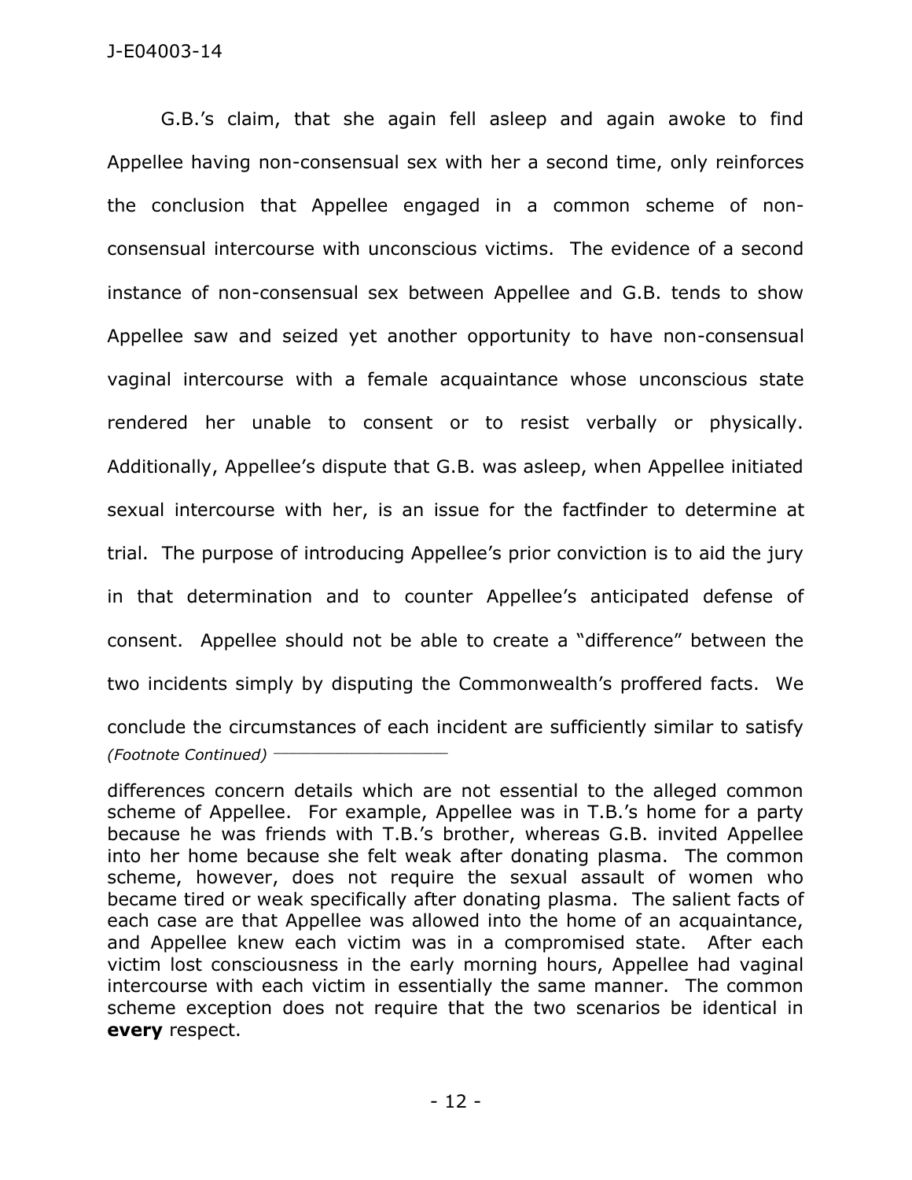G.B.'s claim, that she again fell asleep and again awoke to find Appellee having non-consensual sex with her a second time, only reinforces the conclusion that Appellee engaged in a common scheme of non-consensual intercourse with unconscious victims. The evidence of a second instance of non-consensual sex between Appellee and G.B. tends to show Appellee saw and seized yet another opportunity to have non-consensual vaginal intercourse with a female acquaintance whose unconscious state rendered her unable to consent or to resist verbally or physically. Additionally, Appellee's dispute that G.B. was asleep, when Appellee initiated sexual intercourse with her, is an issue for the factfinder to determine at trial. The purpose of introducing Appellee's prior conviction is to aid the jury in that determination and to counter Appellee's anticipated defense of consent. Appellee should not be able to create a "difference" between the two incidents simply by disputing the Commonwealth's proffered facts. We conclude the circumstances of each incident are sufficiently similar to satisfy

*(Footnote Continued)*

differences concern details which are not essential to the alleged common scheme of Appellee. For example, Appellee was in T.B.'s home for a party because he was friends with T.B.'s brother, whereas G.B. invited Appellee into her home because she felt weak after donating plasma. The common scheme, however, does not require the sexual assault of women who became tired or weak specifically after donating plasma. The salient facts of each case are that Appellee was allowed into the home of an acquaintance, and Appellee knew each victim was in a compromised state. After each victim lost consciousness in the early morning hours, Appellee had vaginal intercourse with each victim in essentially the same manner. The common scheme exception does not require that the two scenarios be identical in **every** respect.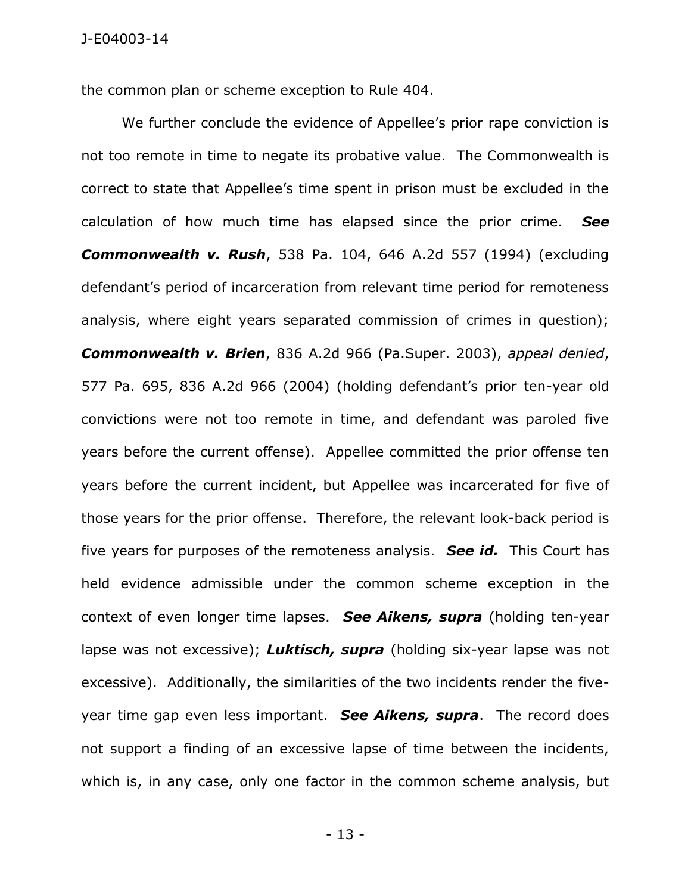the common plan or scheme exception to Rule 404.

We further conclude the evidence of Appellee's prior rape conviction is not too remote in time to negate its probative value. The Commonwealth is correct to state that Appellee's time spent in prison must be excluded in the calculation of how much time has elapsed since the prior crime. ***See Commonwealth v. Rush***, 538 Pa. 104, 646 A.2d 557 (1994) (excluding defendant's period of incarceration from relevant time period for remoteness analysis, where eight years separated commission of crimes in question); ***Commonwealth v. Brien***, 836 A.2d 966 (Pa.Super. 2003), *appeal denied*, 577 Pa. 695, 836 A.2d 966 (2004) (holding defendant's prior ten-year old convictions were not too remote in time, and defendant was paroled five years before the current offense). Appellee committed the prior offense ten years before the current incident, but Appellee was incarcerated for five of those years for the prior offense. Therefore, the relevant look-back period is five years for purposes of the remoteness analysis. ***See id.*** This Court has held evidence admissible under the common scheme exception in the context of even longer time lapses. ***See Aikens, supra*** (holding ten-year lapse was not excessive); ***Luktisch, supra*** (holding six-year lapse was not excessive). Additionally, the similarities of the two incidents render the five-year time gap even less important. ***See Aikens, supra***. The record does not support a finding of an excessive lapse of time between the incidents, which is, in any case, only one factor in the common scheme analysis, but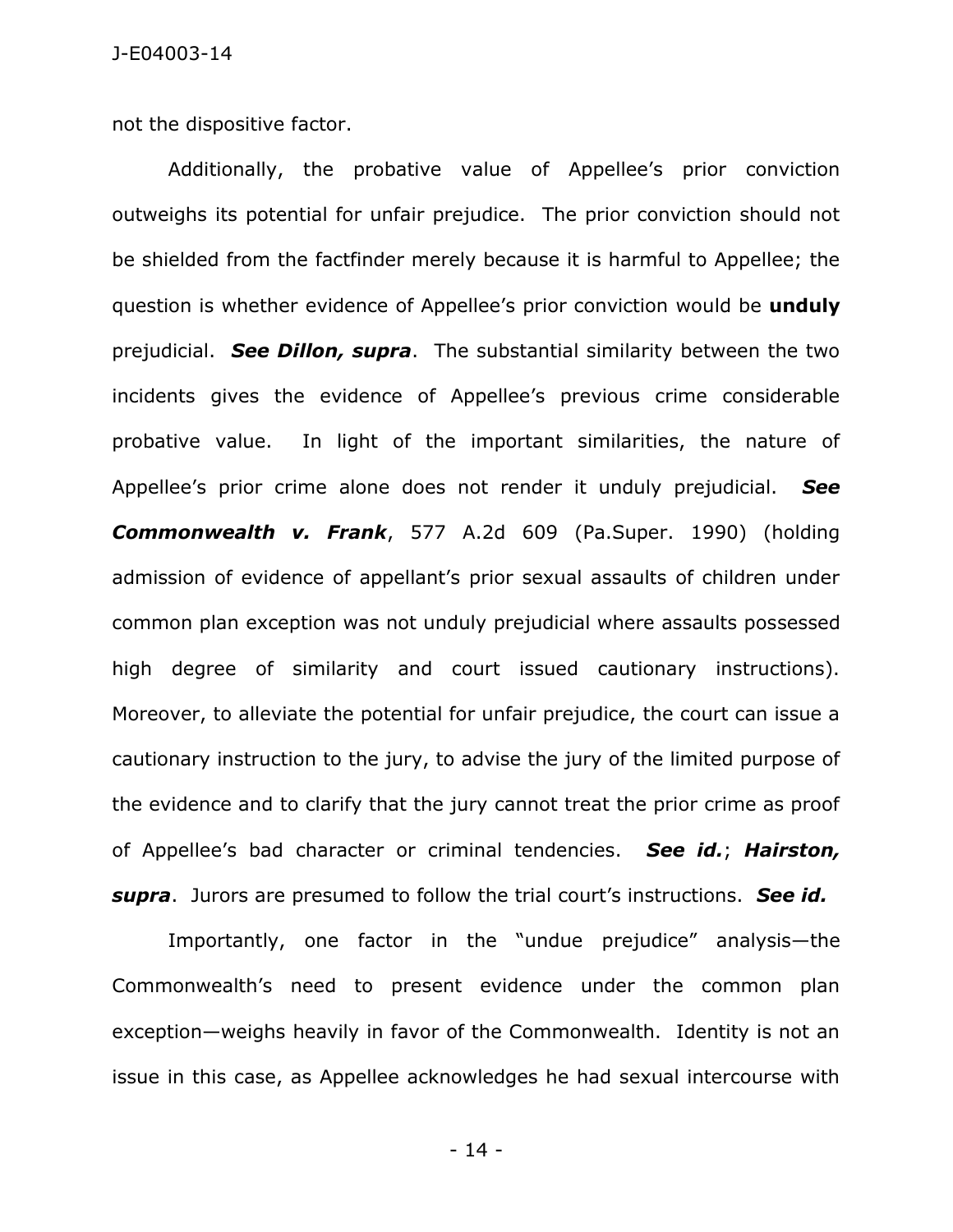not the dispositive factor.

Additionally, the probative value of Appellee's prior conviction outweighs its potential for unfair prejudice. The prior conviction should not be shielded from the factfinder merely because it is harmful to Appellee; the question is whether evidence of Appellee's prior conviction would be **unduly** prejudicial. ***See Dillon, supra***. The substantial similarity between the two incidents gives the evidence of Appellee's previous crime considerable probative value. In light of the important similarities, the nature of Appellee's prior crime alone does not render it unduly prejudicial. ***See Commonwealth v. Frank***, 577 A.2d 609 (Pa.Super. 1990) (holding admission of evidence of appellant's prior sexual assaults of children under common plan exception was not unduly prejudicial where assaults possessed high degree of similarity and court issued cautionary instructions). Moreover, to alleviate the potential for unfair prejudice, the court can issue a cautionary instruction to the jury, to advise the jury of the limited purpose of the evidence and to clarify that the jury cannot treat the prior crime as proof of Appellee's bad character or criminal tendencies. ***See id.***; ***Hairston, supra***. Jurors are presumed to follow the trial court's instructions. ***See id.***

Importantly, one factor in the "undue prejudice" analysis—the Commonwealth's need to present evidence under the common plan exception—weighs heavily in favor of the Commonwealth. Identity is not an issue in this case, as Appellee acknowledges he had sexual intercourse with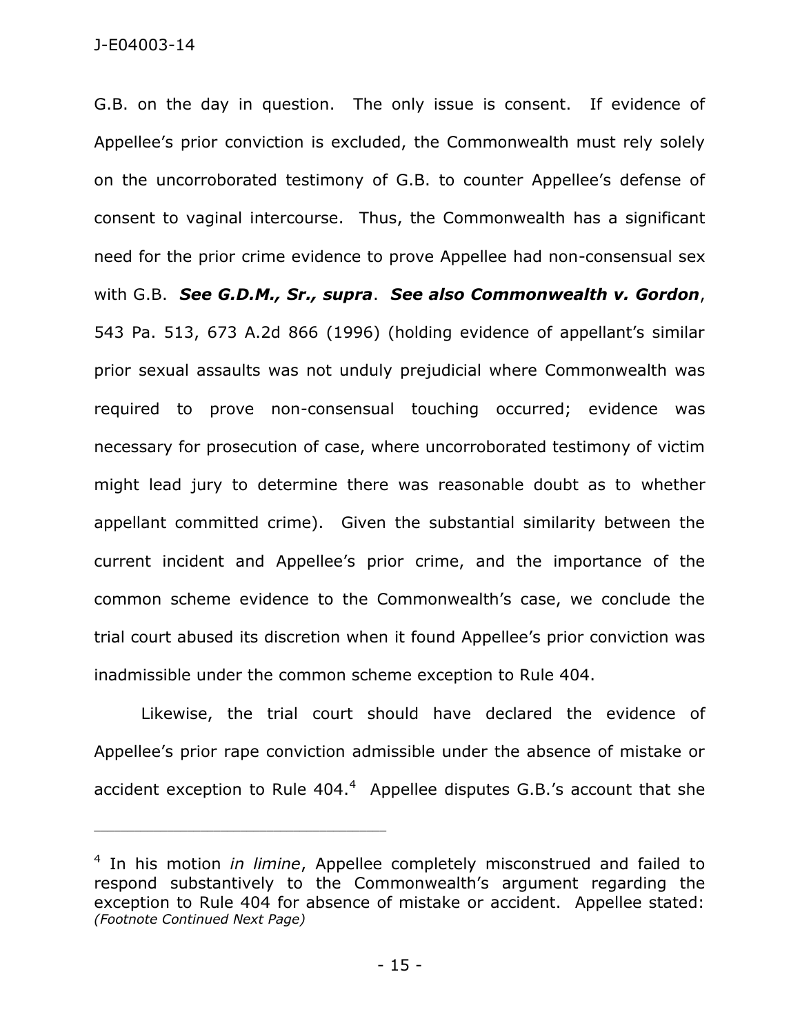G.B. on the day in question. The only issue is consent. If evidence of Appellee's prior conviction is excluded, the Commonwealth must rely solely on the uncorroborated testimony of G.B. to counter Appellee's defense of consent to vaginal intercourse. Thus, the Commonwealth has a significant need for the prior crime evidence to prove Appellee had non-consensual sex with G.B. ***See G.D.M., Sr., supra***. ***See also Commonwealth v. Gordon***, 543 Pa. 513, 673 A.2d 866 (1996) (holding evidence of appellant's similar prior sexual assaults was not unduly prejudicial where Commonwealth was required to prove non-consensual touching occurred; evidence was necessary for prosecution of case, where uncorroborated testimony of victim might lead jury to determine there was reasonable doubt as to whether appellant committed crime). Given the substantial similarity between the current incident and Appellee's prior crime, and the importance of the common scheme evidence to the Commonwealth's case, we conclude the trial court abused its discretion when it found Appellee's prior conviction was inadmissible under the common scheme exception to Rule 404.

Likewise, the trial court should have declared the evidence of Appellee's prior rape conviction admissible under the absence of mistake or accident exception to Rule 404.[4] Appellee disputes G.B.'s account that she

---

[4] In his motion *in limine*, Appellee completely misconstrued and failed to respond substantively to the Commonwealth's argument regarding the exception to Rule 404 for absence of mistake or accident. Appellee stated:
*(Footnote Continued Next Page)*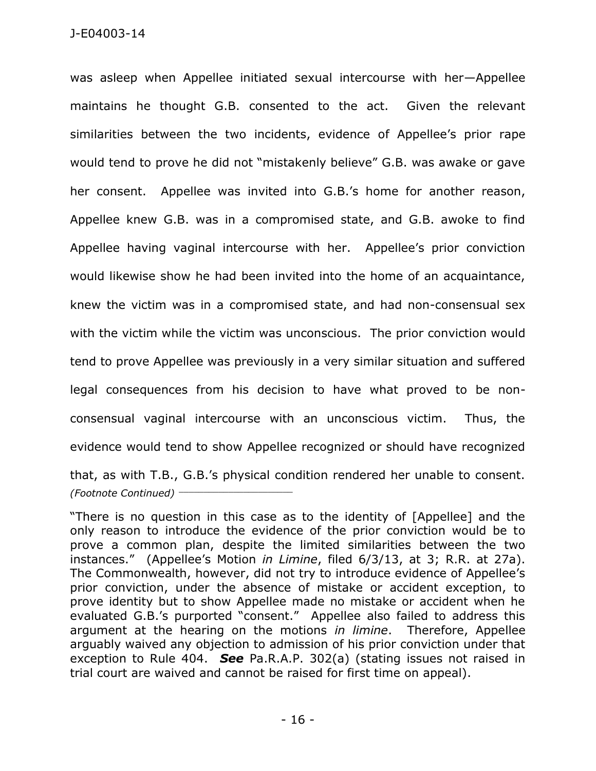was asleep when Appellee initiated sexual intercourse with her—Appellee maintains he thought G.B. consented to the act. Given the relevant similarities between the two incidents, evidence of Appellee's prior rape would tend to prove he did not "mistakenly believe" G.B. was awake or gave her consent. Appellee was invited into G.B.'s home for another reason, Appellee knew G.B. was in a compromised state, and G.B. awoke to find Appellee having vaginal intercourse with her. Appellee's prior conviction would likewise show he had been invited into the home of an acquaintance, knew the victim was in a compromised state, and had non-consensual sex with the victim while the victim was unconscious. The prior conviction would tend to prove Appellee was previously in a very similar situation and suffered legal consequences from his decision to have what proved to be non-consensual vaginal intercourse with an unconscious victim. Thus, the evidence would tend to show Appellee recognized or should have recognized that, as with T.B., G.B.'s physical condition rendered her unable to consent.

*(Footnote Continued)*

"There is no question in this case as to the identity of [Appellee] and the only reason to introduce the evidence of the prior conviction would be to prove a common plan, despite the limited similarities between the two instances." (Appellee's Motion *in Limine*, filed 6/3/13, at 3; R.R. at 27a). The Commonwealth, however, did not try to introduce evidence of Appellee's prior conviction, under the absence of mistake or accident exception, to prove identity but to show Appellee made no mistake or accident when he evaluated G.B.'s purported "consent." Appellee also failed to address this argument at the hearing on the motions *in limine*. Therefore, Appellee arguably waived any objection to admission of his prior conviction under that exception to Rule 404. ***See*** Pa.R.A.P. 302(a) (stating issues not raised in trial court are waived and cannot be raised for first time on appeal).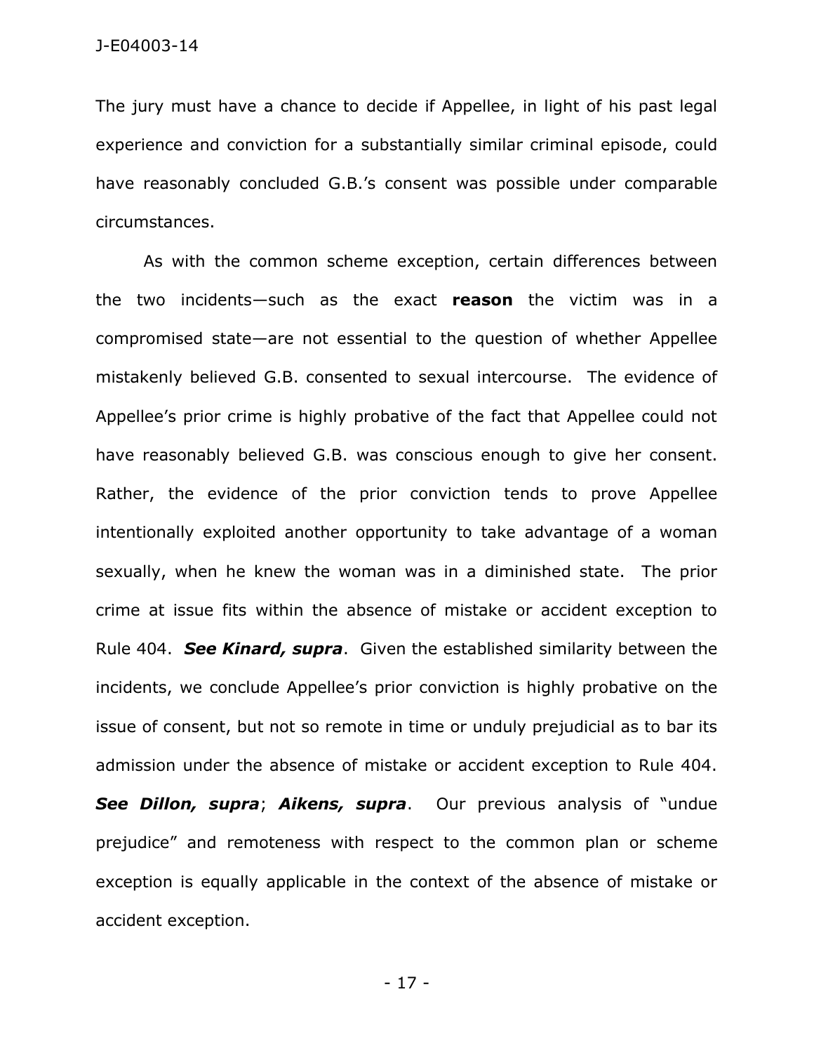The jury must have a chance to decide if Appellee, in light of his past legal experience and conviction for a substantially similar criminal episode, could have reasonably concluded G.B.'s consent was possible under comparable circumstances.

As with the common scheme exception, certain differences between the two incidents—such as the exact **reason** the victim was in a compromised state—are not essential to the question of whether Appellee mistakenly believed G.B. consented to sexual intercourse. The evidence of Appellee's prior crime is highly probative of the fact that Appellee could not have reasonably believed G.B. was conscious enough to give her consent. Rather, the evidence of the prior conviction tends to prove Appellee intentionally exploited another opportunity to take advantage of a woman sexually, when he knew the woman was in a diminished state. The prior crime at issue fits within the absence of mistake or accident exception to Rule 404. ***See Kinard, supra***. Given the established similarity between the incidents, we conclude Appellee's prior conviction is highly probative on the issue of consent, but not so remote in time or unduly prejudicial as to bar its admission under the absence of mistake or accident exception to Rule 404. ***See Dillon, supra***; ***Aikens, supra***. Our previous analysis of "undue prejudice" and remoteness with respect to the common plan or scheme exception is equally applicable in the context of the absence of mistake or accident exception.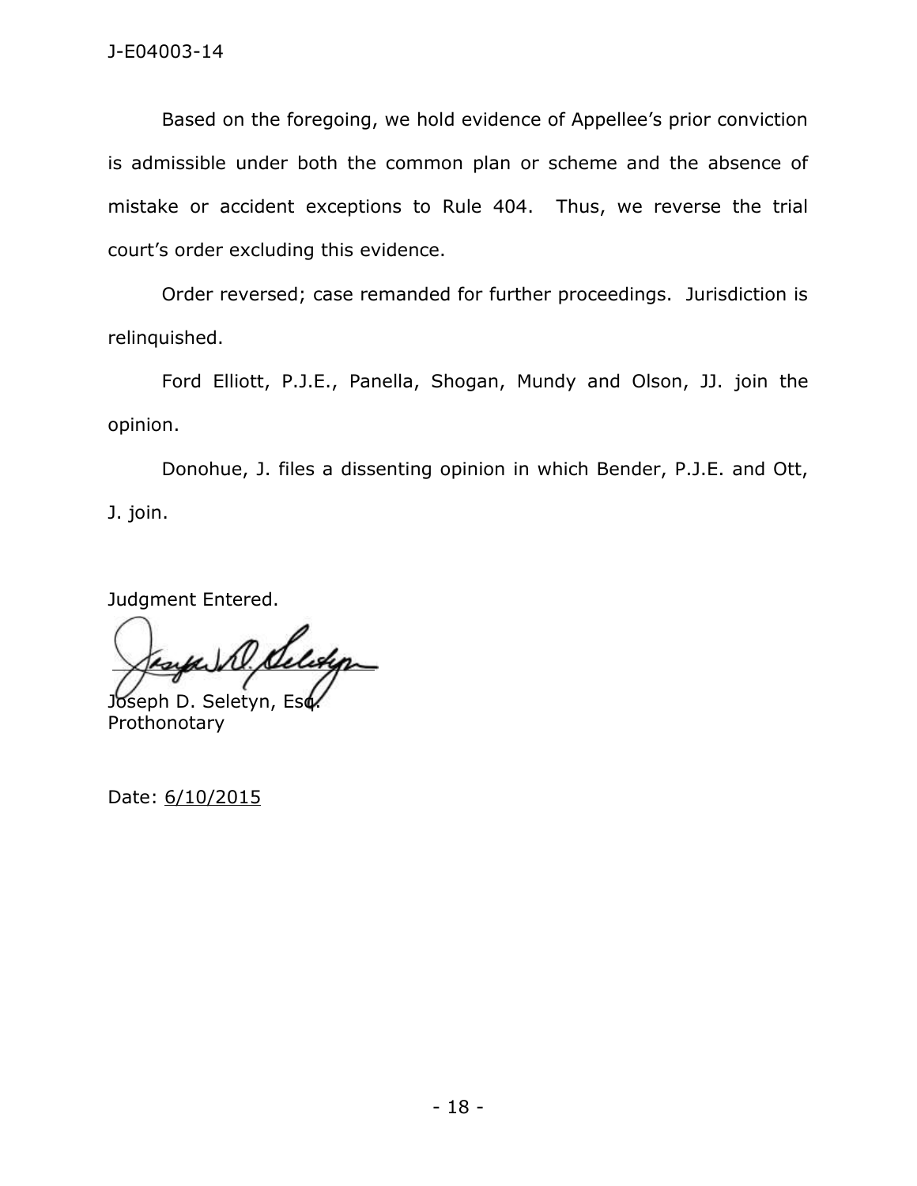Based on the foregoing, we hold evidence of Appellee's prior conviction is admissible under both the common plan or scheme and the absence of mistake or accident exceptions to Rule 404. Thus, we reverse the trial court's order excluding this evidence.

Order reversed; case remanded for further proceedings. Jurisdiction is relinquished.

Ford Elliott, P.J.E., Panella, Shogan, Mundy and Olson, JJ. join the opinion.

Donohue, J. files a dissenting opinion in which Bender, P.J.E. and Ott, J. join.

Judgment Entered.

Joseph D. Seletyn, Esq.
Prothonotary

Date: 6/10/2015